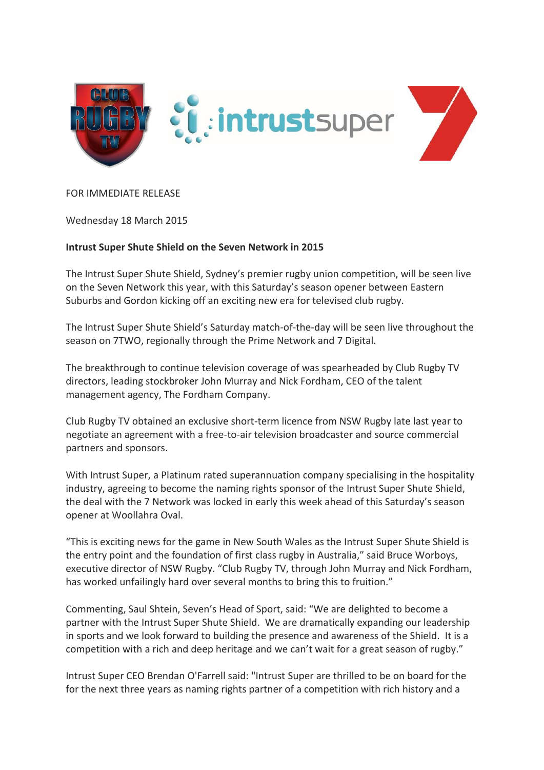FOR IMMEDIATE RELEASE

Wednesday 18 March 2015

**Intrust Super Shute Shield on the Seven Network in 2015**

The Intrust Super Shute Shield, Sydney's premier rugby union competition, will be seen live on the Seven Network this year, with this Saturday's season opener between Eastern Suburbs and Gordon kicking off an exciting new era for televised club rugby.

The Intrust Super Shute Shield's Saturday match-of-the-day will be seen live throughout the season on 7TWO, regionally through the Prime Network and 7 Digital.

The breakthrough to continue television coverage of was spearheaded by Club Rugby TV directors, leading stockbroker John Murray and Nick Fordham, CEO of the talent management agency, The Fordham Company.

Club Rugby TV obtained an exclusive short-term licence from NSW Rugby late last year to negotiate an agreement with a free-to-air television broadcaster and source commercial partners and sponsors.

With Intrust Super, a Platinum rated superannuation company specialising in the hospitality industry, agreeing to become the naming rights sponsor of the Intrust Super Shute Shield, the deal with the 7 Network was locked in early this week ahead of this Saturday's season opener at Woollahra Oval.

"This is exciting news for the game in New South Wales as the Intrust Super Shute Shield is the entry point and the foundation of first class rugby in Australia," said Bruce Worboys, executive director of NSW Rugby. "Club Rugby TV, through John Murray and Nick Fordham, has worked unfailingly hard over several months to bring this to fruition."

Commenting, Saul Shtein, Seven's Head of Sport, said: "We are delighted to become a partner with the Intrust Super Shute Shield. We are dramatically expanding our leadership in sports and we look forward to building the presence and awareness of the Shield. It is a competition with a rich and deep heritage and we can't wait for a great season of rugby."

Intrust Super CEO Brendan O'Farrell said: "Intrust Super are thrilled to be on board for the for the next three years as naming rights partner of a competition with rich history and a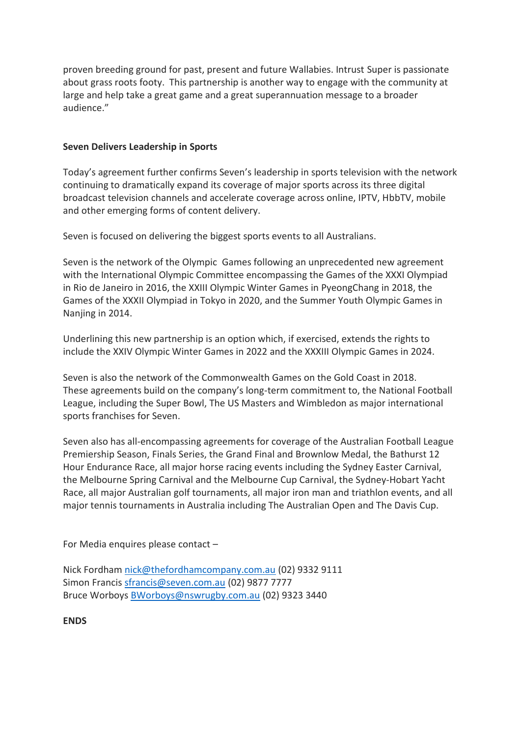proven breeding ground for past, present and future Wallabies. Intrust Super is passionate about grass roots footy. This partnership is another way to engage with the community at large and help take a great game and a great superannuation message to a broader audience."

**Seven Delivers Leadership in Sports**

Today's agreement further confirms Seven's leadership in sports television with the network continuing to dramatically expand its coverage of major sports across its three digital broadcast television channels and accelerate coverage across online, IPTV, HbbTV, mobile and other emerging forms of content delivery.

Seven is focused on delivering the biggest sports events to all Australians.

Seven is the network of the Olympic Games following an unprecedented new agreement with the International Olympic Committee encompassing the Games of the XXXI Olympiad in Rio de Janeiro in 2016, the XXIII Olympic Winter Games in PyeongChang in 2018, the Games of the XXXII Olympiad in Tokyo in 2020, and the Summer Youth Olympic Games in Nanjing in 2014.

Underlining this new partnership is an option which, if exercised, extends the rights to include the XXIV Olympic Winter Games in 2022 and the XXXIII Olympic Games in 2024.

Seven is also the network of the Commonwealth Games on the Gold Coast in 2018. These agreements build on the company's long-term commitment to, the National Football League, including the Super Bowl, The US Masters and Wimbledon as major international sports franchises for Seven.

Seven also has all-encompassing agreements for coverage of the Australian Football League Premiership Season, Finals Series, the Grand Final and Brownlow Medal, the Bathurst 12 Hour Endurance Race, all major horse racing events including the Sydney Easter Carnival, the Melbourne Spring Carnival and the Melbourne Cup Carnival, the Sydney-Hobart Yacht Race, all major Australian golf tournaments, all major iron man and triathlon events, and all major tennis tournaments in Australia including The Australian Open and The Davis Cup.

For Media enquires please contact –

Nick Fordham nick@thefordhamcompany.com.au (02) 9332 9111
Simon Francis sfrancis@seven.com.au (02) 9877 7777
Bruce Worboys BWorboys@nswrugby.com.au (02) 9323 3440

**ENDS**